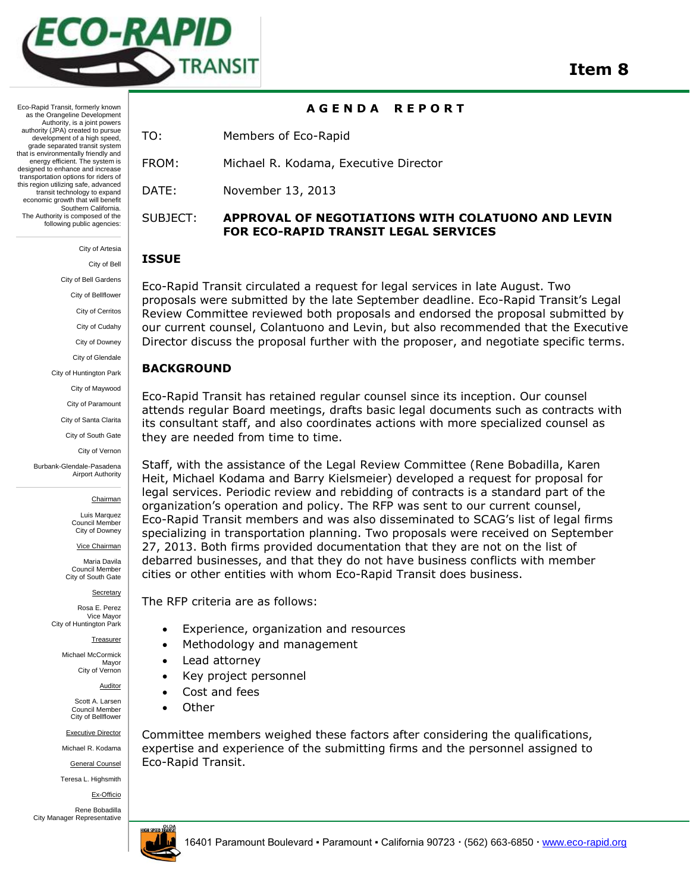# Item 8

Eco-Rapid Transit, formerly known as the Orangeline Development Authority, is a joint powers authority (JPA) created to pursue development of a high speed, grade separated transit system that is environmentally friendly and energy efficient. The system is designed to enhance and increase transportation options for riders of this region utilizing safe, advanced transit technology to expand economic growth that will benefit Southern California.
The Authority is composed of the following public agencies:

City of Artesia
City of Bell
City of Bell Gardens
City of Bellflower
City of Cerritos
City of Cudahy
City of Downey
City of Glendale
City of Huntington Park
City of Maywood
City of Paramount
City of Santa Clarita
City of South Gate
City of Vernon
Burbank-Glendale-Pasadena Airport Authority

Chairman
Luis Marquez
Council Member
City of Downey

Vice Chairman
Maria Davila
Council Member
City of South Gate

Secretary
Rosa E. Perez
Vice Mayor
City of Huntington Park

Treasurer
Michael McCormick
Mayor
City of Vernon

Auditor
Scott A. Larsen
Council Member
City of Bellflower

Executive Director
Michael R. Kodama

General Counsel
Teresa L. Highsmith

Ex-Officio
Rene Bobadilla
City Manager Representative

## AGENDA REPORT

TO: Members of Eco-Rapid

FROM: Michael R. Kodama, Executive Director

DATE: November 13, 2013

SUBJECT: **APPROVAL OF NEGOTIATIONS WITH COLATUONO AND LEVIN FOR ECO-RAPID TRANSIT LEGAL SERVICES**

### ISSUE

Eco-Rapid Transit circulated a request for legal services in late August. Two proposals were submitted by the late September deadline. Eco-Rapid Transit's Legal Review Committee reviewed both proposals and endorsed the proposal submitted by our current counsel, Colantuono and Levin, but also recommended that the Executive Director discuss the proposal further with the proposer, and negotiate specific terms.

### BACKGROUND

Eco-Rapid Transit has retained regular counsel since its inception. Our counsel attends regular Board meetings, drafts basic legal documents such as contracts with its consultant staff, and also coordinates actions with more specialized counsel as they are needed from time to time.

Staff, with the assistance of the Legal Review Committee (Rene Bobadilla, Karen Heit, Michael Kodama and Barry Kielsmeier) developed a request for proposal for legal services. Periodic review and rebidding of contracts is a standard part of the organization's operation and policy. The RFP was sent to our current counsel, Eco-Rapid Transit members and was also disseminated to SCAG's list of legal firms specializing in transportation planning. Two proposals were received on September 27, 2013. Both firms provided documentation that they are not on the list of debarred businesses, and that they do not have business conflicts with member cities or other entities with whom Eco-Rapid Transit does business.

The RFP criteria are as follows:

- Experience, organization and resources
- Methodology and management
- Lead attorney
- Key project personnel
- Cost and fees
- Other

Committee members weighed these factors after considering the qualifications, expertise and experience of the submitting firms and the personnel assigned to Eco-Rapid Transit.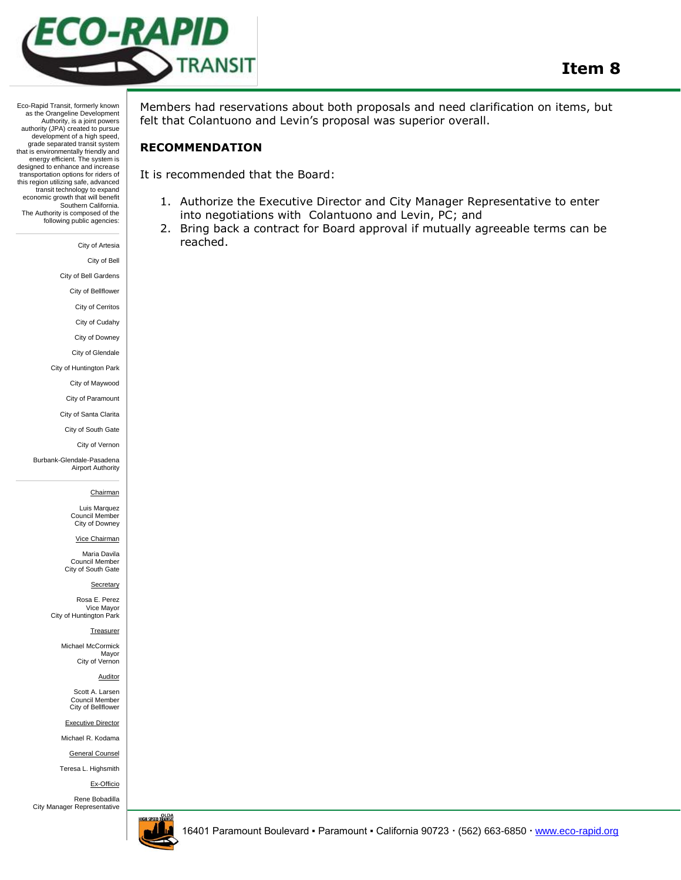Members had reservations about both proposals and need clarification on items, but felt that Colantuono and Levin's proposal was superior overall.

## RECOMMENDATION

It is recommended that the Board:

1. Authorize the Executive Director and City Manager Representative to enter into negotiations with Colantuono and Levin, PC; and
2. Bring back a contract for Board approval if mutually agreeable terms can be reached.